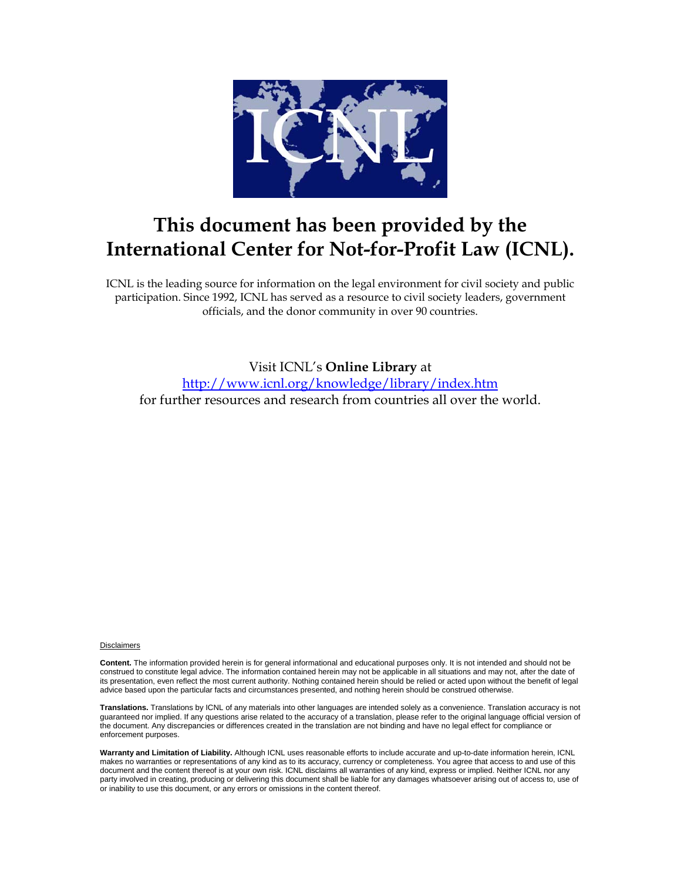# This document has been provided by the International Center for Not-for-Profit Law (ICNL).

ICNL is the leading source for information on the legal environment for civil society and public participation. Since 1992, ICNL has served as a resource to civil society leaders, government officials, and the donor community in over 90 countries.

Visit ICNL's **Online Library** at
http://www.icnl.org/knowledge/library/index.htm
for further resources and research from countries all over the world.

Disclaimers

**Content.** The information provided herein is for general informational and educational purposes only. It is not intended and should not be construed to constitute legal advice. The information contained herein may not be applicable in all situations and may not, after the date of its presentation, even reflect the most current authority. Nothing contained herein should be relied or acted upon without the benefit of legal advice based upon the particular facts and circumstances presented, and nothing herein should be construed otherwise.

**Translations.** Translations by ICNL of any materials into other languages are intended solely as a convenience. Translation accuracy is not guaranteed nor implied. If any questions arise related to the accuracy of a translation, please refer to the original language official version of the document. Any discrepancies or differences created in the translation are not binding and have no legal effect for compliance or enforcement purposes.

**Warranty and Limitation of Liability.** Although ICNL uses reasonable efforts to include accurate and up-to-date information herein, ICNL makes no warranties or representations of any kind as to its accuracy, currency or completeness. You agree that access to and use of this document and the content thereof is at your own risk. ICNL disclaims all warranties of any kind, express or implied. Neither ICNL nor any party involved in creating, producing or delivering this document shall be liable for any damages whatsoever arising out of access to, use of or inability to use this document, or any errors or omissions in the content thereof.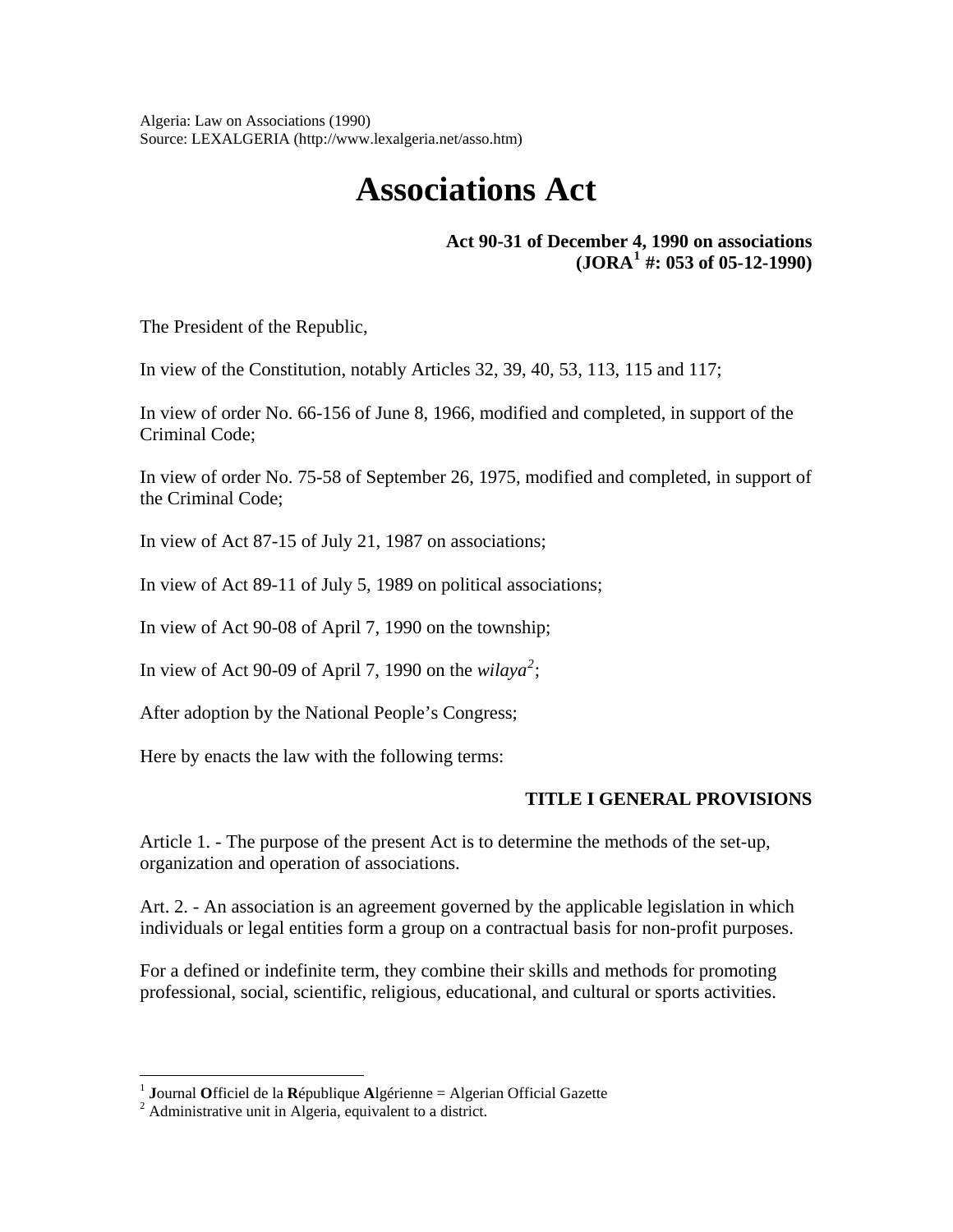Algeria: Law on Associations (1990)
Source: LEXALGERIA (http://www.lexalgeria.net/asso.htm)

# Associations Act

**Act 90-31 of December 4, 1990 on associations**
**(JORA[1] #: 053 of 05-12-1990)**

The President of the Republic,

In view of the Constitution, notably Articles 32, 39, 40, 53, 113, 115 and 117;

In view of order No. 66-156 of June 8, 1966, modified and completed, in support of the Criminal Code;

In view of order No. 75-58 of September 26, 1975, modified and completed, in support of the Criminal Code;

In view of Act 87-15 of July 21, 1987 on associations;

In view of Act 89-11 of July 5, 1989 on political associations;

In view of Act 90-08 of April 7, 1990 on the township;

In view of Act 90-09 of April 7, 1990 on the *wilaya*[2];

After adoption by the National People's Congress;

Here by enacts the law with the following terms:

## TITLE I GENERAL PROVISIONS

Article 1. - The purpose of the present Act is to determine the methods of the set-up, organization and operation of associations.

Art. 2. - An association is an agreement governed by the applicable legislation in which individuals or legal entities form a group on a contractual basis for non-profit purposes.

For a defined or indefinite term, they combine their skills and methods for promoting professional, social, scientific, religious, educational, and cultural or sports activities.

---

[1] **J**ournal **O**fficiel de la **R**épublique **A**lgérienne = Algerian Official Gazette

[2] Administrative unit in Algeria, equivalent to a district.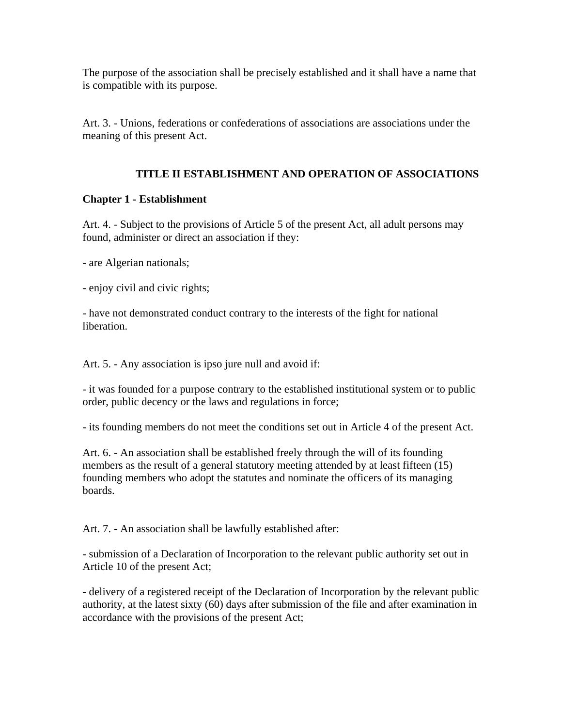The purpose of the association shall be precisely established and it shall have a name that is compatible with its purpose.

Art. 3. - Unions, federations or confederations of associations are associations under the meaning of this present Act.

## TITLE II ESTABLISHMENT AND OPERATION OF ASSOCIATIONS

**Chapter 1 - Establishment**

Art. 4. - Subject to the provisions of Article 5 of the present Act, all adult persons may found, administer or direct an association if they:

- are Algerian nationals;

- enjoy civil and civic rights;

- have not demonstrated conduct contrary to the interests of the fight for national liberation.

Art. 5. - Any association is ipso jure null and avoid if:

- it was founded for a purpose contrary to the established institutional system or to public order, public decency or the laws and regulations in force;

- its founding members do not meet the conditions set out in Article 4 of the present Act.

Art. 6. - An association shall be established freely through the will of its founding members as the result of a general statutory meeting attended by at least fifteen (15) founding members who adopt the statutes and nominate the officers of its managing boards.

Art. 7. - An association shall be lawfully established after:

- submission of a Declaration of Incorporation to the relevant public authority set out in Article 10 of the present Act;

- delivery of a registered receipt of the Declaration of Incorporation by the relevant public authority, at the latest sixty (60) days after submission of the file and after examination in accordance with the provisions of the present Act;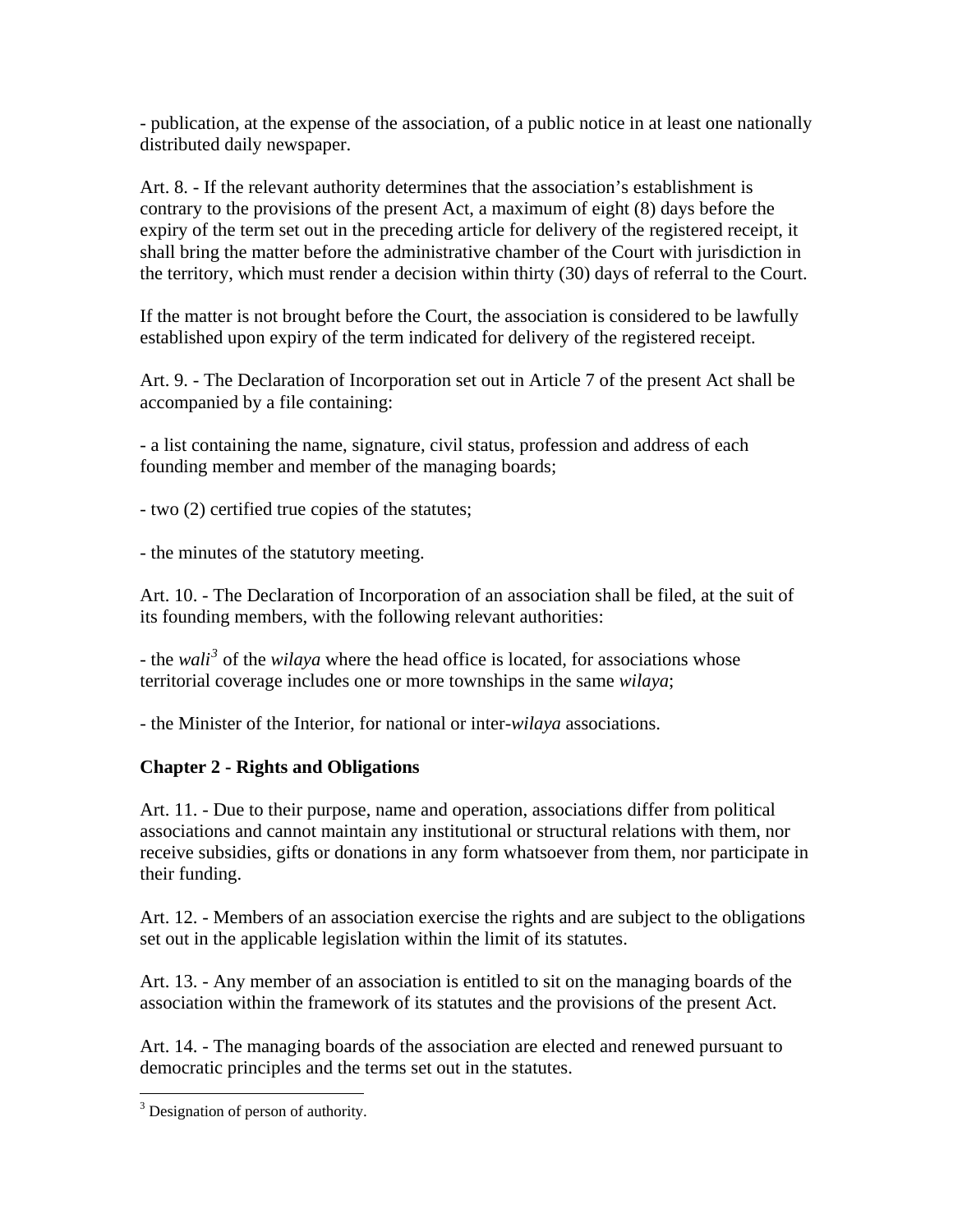- publication, at the expense of the association, of a public notice in at least one nationally distributed daily newspaper.

Art. 8. - If the relevant authority determines that the association's establishment is contrary to the provisions of the present Act, a maximum of eight (8) days before the expiry of the term set out in the preceding article for delivery of the registered receipt, it shall bring the matter before the administrative chamber of the Court with jurisdiction in the territory, which must render a decision within thirty (30) days of referral to the Court.

If the matter is not brought before the Court, the association is considered to be lawfully established upon expiry of the term indicated for delivery of the registered receipt.

Art. 9. - The Declaration of Incorporation set out in Article 7 of the present Act shall be accompanied by a file containing:

- a list containing the name, signature, civil status, profession and address of each founding member and member of the managing boards;

- two (2) certified true copies of the statutes;

- the minutes of the statutory meeting.

Art. 10. - The Declaration of Incorporation of an association shall be filed, at the suit of its founding members, with the following relevant authorities:

- the *wali*[3] of the *wilaya* where the head office is located, for associations whose territorial coverage includes one or more townships in the same *wilaya*;

- the Minister of the Interior, for national or inter-*wilaya* associations.

## Chapter 2 - Rights and Obligations

Art. 11. - Due to their purpose, name and operation, associations differ from political associations and cannot maintain any institutional or structural relations with them, nor receive subsidies, gifts or donations in any form whatsoever from them, nor participate in their funding.

Art. 12. - Members of an association exercise the rights and are subject to the obligations set out in the applicable legislation within the limit of its statutes.

Art. 13. - Any member of an association is entitled to sit on the managing boards of the association within the framework of its statutes and the provisions of the present Act.

Art. 14. - The managing boards of the association are elected and renewed pursuant to democratic principles and the terms set out in the statutes.

---

[3] Designation of person of authority.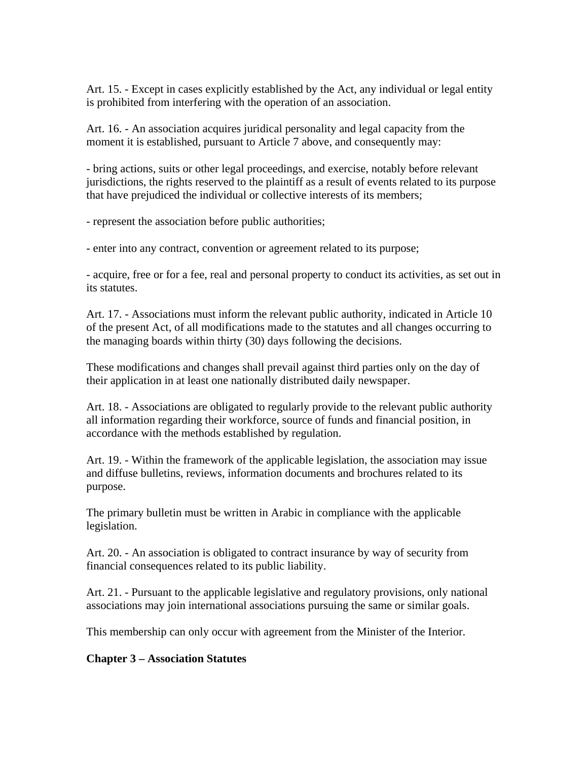Art. 15. - Except in cases explicitly established by the Act, any individual or legal entity is prohibited from interfering with the operation of an association.

Art. 16. - An association acquires juridical personality and legal capacity from the moment it is established, pursuant to Article 7 above, and consequently may:

- bring actions, suits or other legal proceedings, and exercise, notably before relevant jurisdictions, the rights reserved to the plaintiff as a result of events related to its purpose that have prejudiced the individual or collective interests of its members;

- represent the association before public authorities;

- enter into any contract, convention or agreement related to its purpose;

- acquire, free or for a fee, real and personal property to conduct its activities, as set out in its statutes.

Art. 17. - Associations must inform the relevant public authority, indicated in Article 10 of the present Act, of all modifications made to the statutes and all changes occurring to the managing boards within thirty (30) days following the decisions.

These modifications and changes shall prevail against third parties only on the day of their application in at least one nationally distributed daily newspaper.

Art. 18. - Associations are obligated to regularly provide to the relevant public authority all information regarding their workforce, source of funds and financial position, in accordance with the methods established by regulation.

Art. 19. - Within the framework of the applicable legislation, the association may issue and diffuse bulletins, reviews, information documents and brochures related to its purpose.

The primary bulletin must be written in Arabic in compliance with the applicable legislation.

Art. 20. - An association is obligated to contract insurance by way of security from financial consequences related to its public liability.

Art. 21. - Pursuant to the applicable legislative and regulatory provisions, only national associations may join international associations pursuing the same or similar goals.

This membership can only occur with agreement from the Minister of the Interior.

**Chapter 3 – Association Statutes**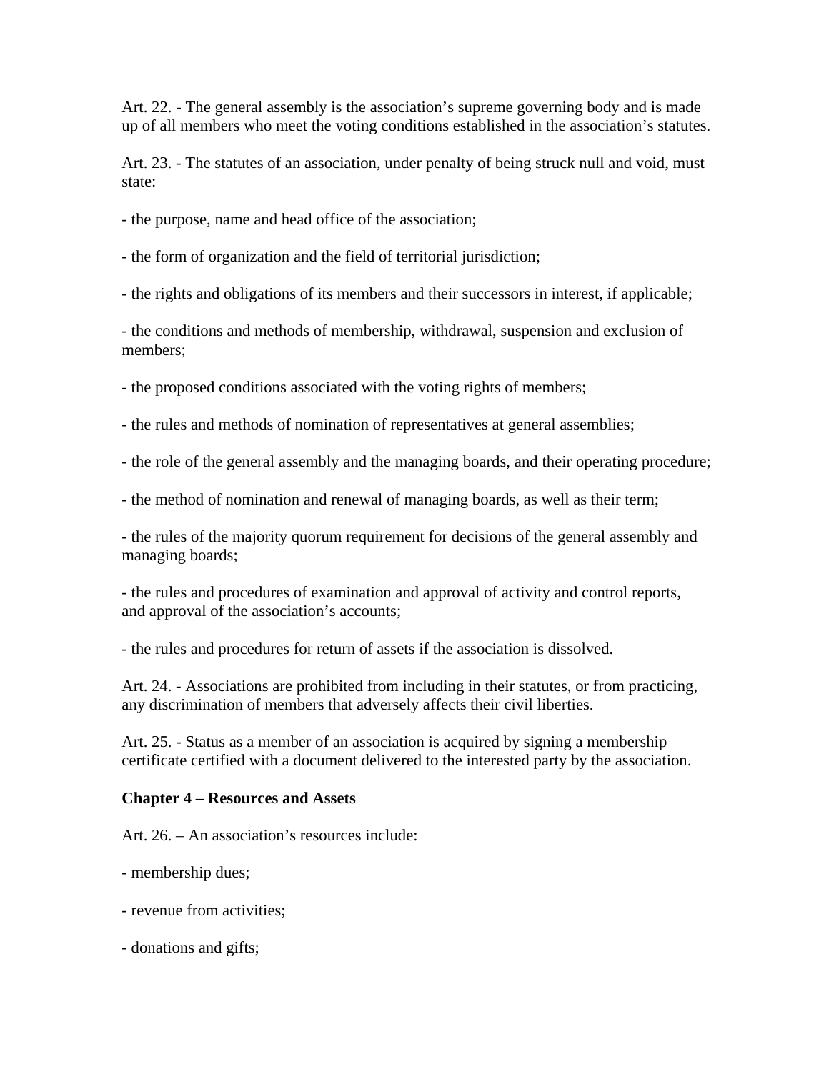Art. 22. - The general assembly is the association's supreme governing body and is made up of all members who meet the voting conditions established in the association's statutes.

Art. 23. - The statutes of an association, under penalty of being struck null and void, must state:

- the purpose, name and head office of the association;

- the form of organization and the field of territorial jurisdiction;

- the rights and obligations of its members and their successors in interest, if applicable;

- the conditions and methods of membership, withdrawal, suspension and exclusion of members;

- the proposed conditions associated with the voting rights of members;

- the rules and methods of nomination of representatives at general assemblies;

- the role of the general assembly and the managing boards, and their operating procedure;

- the method of nomination and renewal of managing boards, as well as their term;

- the rules of the majority quorum requirement for decisions of the general assembly and managing boards;

- the rules and procedures of examination and approval of activity and control reports, and approval of the association's accounts;

- the rules and procedures for return of assets if the association is dissolved.

Art. 24. - Associations are prohibited from including in their statutes, or from practicing, any discrimination of members that adversely affects their civil liberties.

Art. 25. - Status as a member of an association is acquired by signing a membership certificate certified with a document delivered to the interested party by the association.

**Chapter 4 – Resources and Assets**

Art. 26. – An association's resources include:

- membership dues;

- revenue from activities;

- donations and gifts;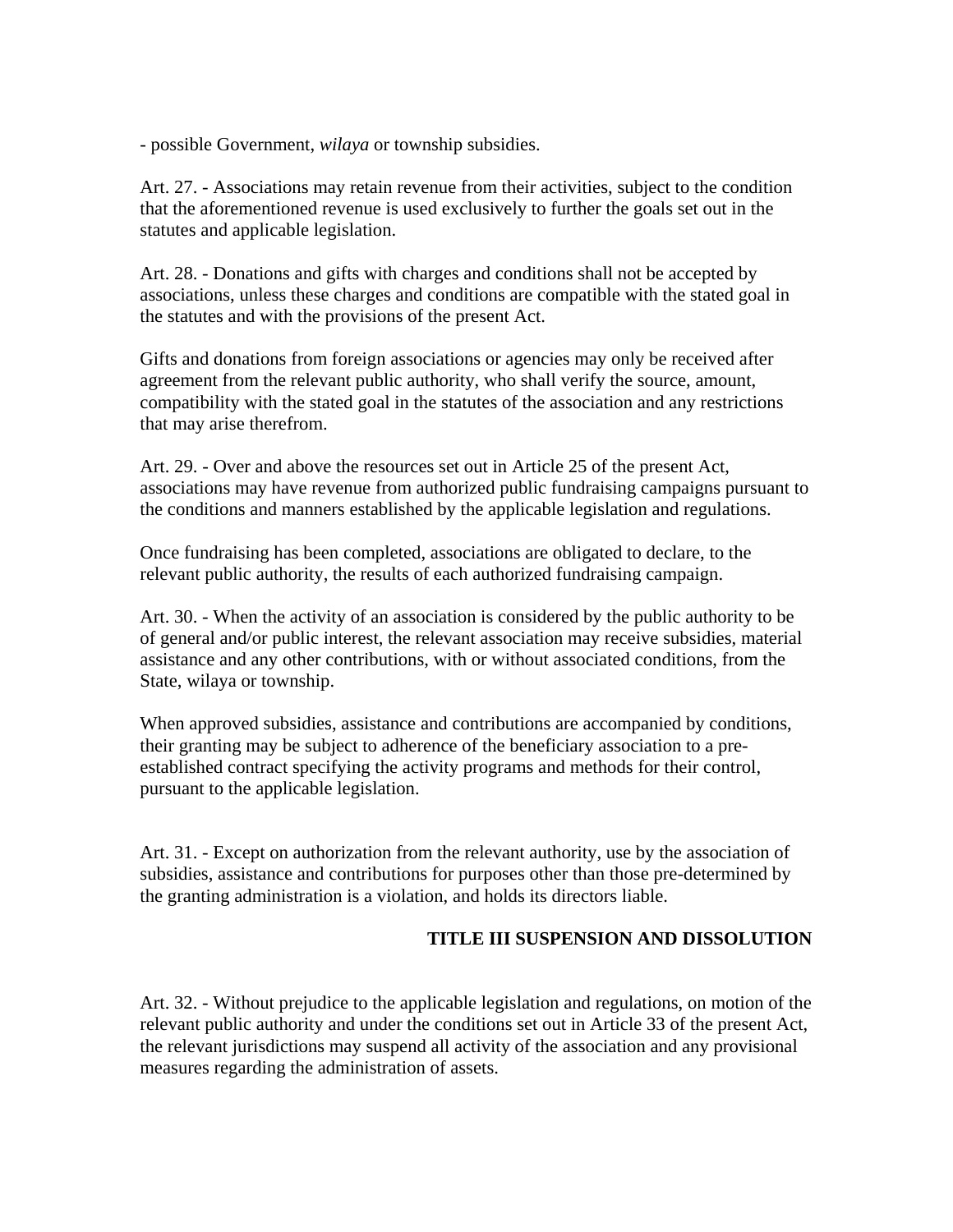- possible Government, *wilaya* or township subsidies.

Art. 27. - Associations may retain revenue from their activities, subject to the condition that the aforementioned revenue is used exclusively to further the goals set out in the statutes and applicable legislation.

Art. 28. - Donations and gifts with charges and conditions shall not be accepted by associations, unless these charges and conditions are compatible with the stated goal in the statutes and with the provisions of the present Act.

Gifts and donations from foreign associations or agencies may only be received after agreement from the relevant public authority, who shall verify the source, amount, compatibility with the stated goal in the statutes of the association and any restrictions that may arise therefrom.

Art. 29. - Over and above the resources set out in Article 25 of the present Act, associations may have revenue from authorized public fundraising campaigns pursuant to the conditions and manners established by the applicable legislation and regulations.

Once fundraising has been completed, associations are obligated to declare, to the relevant public authority, the results of each authorized fundraising campaign.

Art. 30. - When the activity of an association is considered by the public authority to be of general and/or public interest, the relevant association may receive subsidies, material assistance and any other contributions, with or without associated conditions, from the State, wilaya or township.

When approved subsidies, assistance and contributions are accompanied by conditions, their granting may be subject to adherence of the beneficiary association to a pre-established contract specifying the activity programs and methods for their control, pursuant to the applicable legislation.

Art. 31. - Except on authorization from the relevant authority, use by the association of subsidies, assistance and contributions for purposes other than those pre-determined by the granting administration is a violation, and holds its directors liable.

## TITLE III SUSPENSION AND DISSOLUTION

Art. 32. - Without prejudice to the applicable legislation and regulations, on motion of the relevant public authority and under the conditions set out in Article 33 of the present Act, the relevant jurisdictions may suspend all activity of the association and any provisional measures regarding the administration of assets.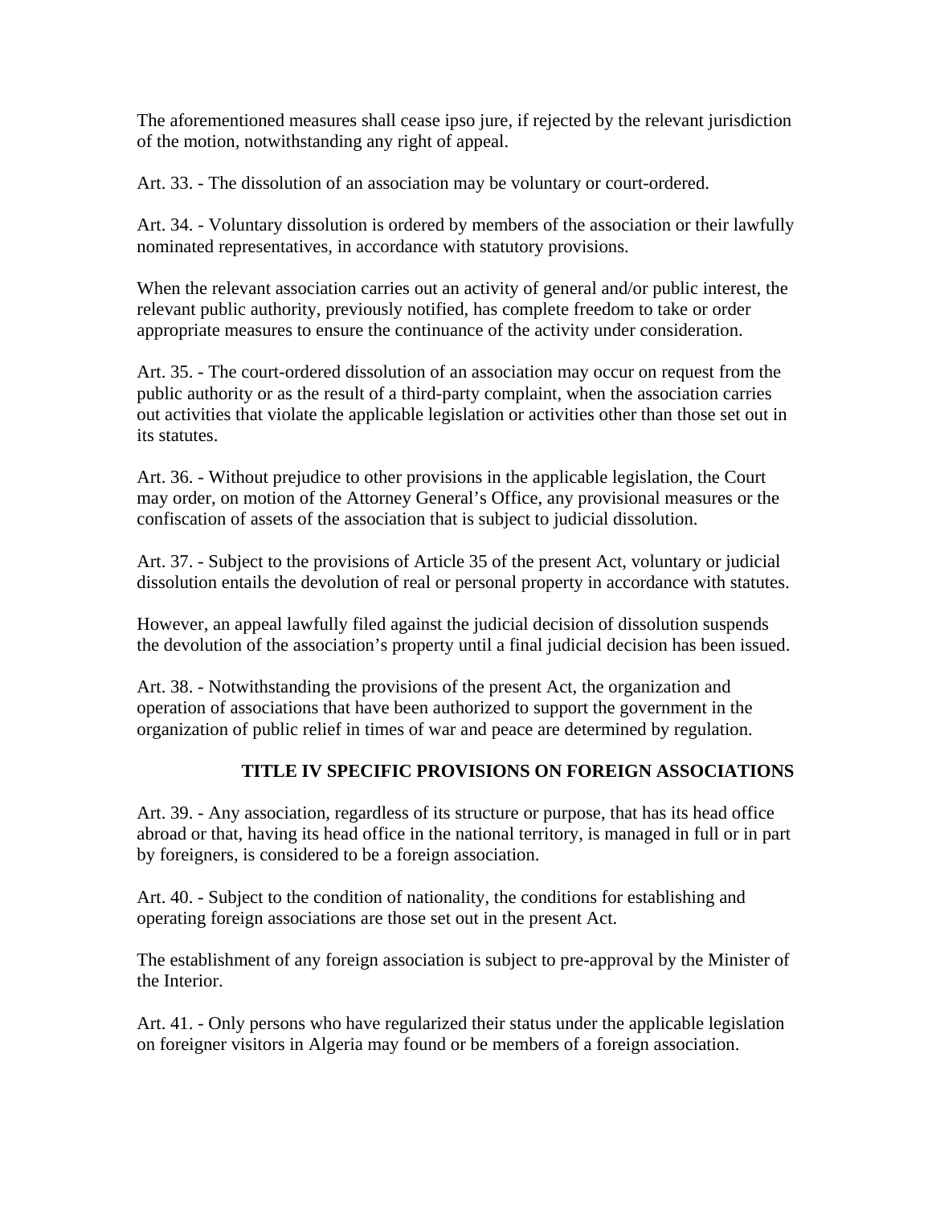The aforementioned measures shall cease ipso jure, if rejected by the relevant jurisdiction of the motion, notwithstanding any right of appeal.

Art. 33. - The dissolution of an association may be voluntary or court-ordered.

Art. 34. - Voluntary dissolution is ordered by members of the association or their lawfully nominated representatives, in accordance with statutory provisions.

When the relevant association carries out an activity of general and/or public interest, the relevant public authority, previously notified, has complete freedom to take or order appropriate measures to ensure the continuance of the activity under consideration.

Art. 35. - The court-ordered dissolution of an association may occur on request from the public authority or as the result of a third-party complaint, when the association carries out activities that violate the applicable legislation or activities other than those set out in its statutes.

Art. 36. - Without prejudice to other provisions in the applicable legislation, the Court may order, on motion of the Attorney General's Office, any provisional measures or the confiscation of assets of the association that is subject to judicial dissolution.

Art. 37. - Subject to the provisions of Article 35 of the present Act, voluntary or judicial dissolution entails the devolution of real or personal property in accordance with statutes.

However, an appeal lawfully filed against the judicial decision of dissolution suspends the devolution of the association's property until a final judicial decision has been issued.

Art. 38. - Notwithstanding the provisions of the present Act, the organization and operation of associations that have been authorized to support the government in the organization of public relief in times of war and peace are determined by regulation.

## TITLE IV SPECIFIC PROVISIONS ON FOREIGN ASSOCIATIONS

Art. 39. - Any association, regardless of its structure or purpose, that has its head office abroad or that, having its head office in the national territory, is managed in full or in part by foreigners, is considered to be a foreign association.

Art. 40. - Subject to the condition of nationality, the conditions for establishing and operating foreign associations are those set out in the present Act.

The establishment of any foreign association is subject to pre-approval by the Minister of the Interior.

Art. 41. - Only persons who have regularized their status under the applicable legislation on foreigner visitors in Algeria may found or be members of a foreign association.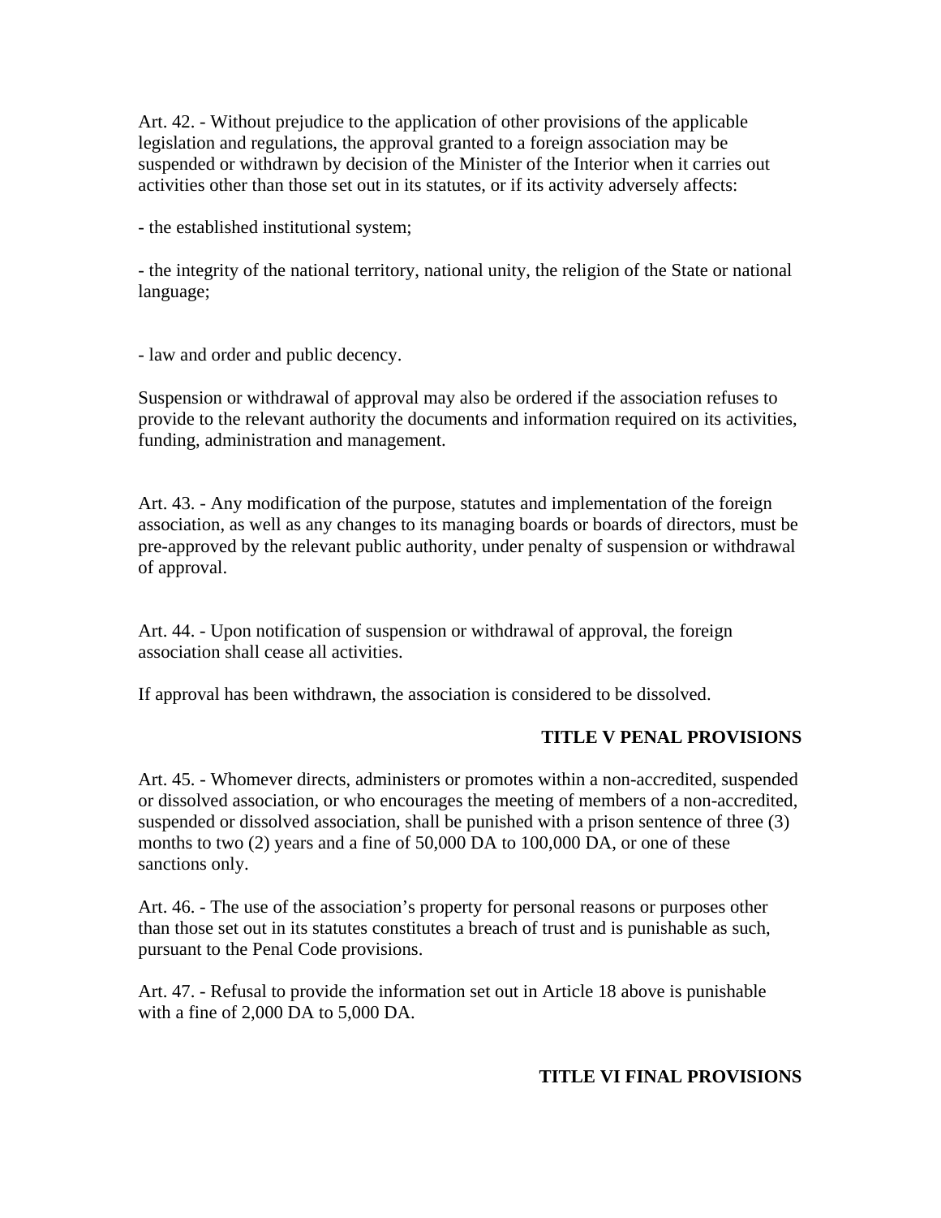Art. 42. - Without prejudice to the application of other provisions of the applicable legislation and regulations, the approval granted to a foreign association may be suspended or withdrawn by decision of the Minister of the Interior when it carries out activities other than those set out in its statutes, or if its activity adversely affects:

- the established institutional system;

- the integrity of the national territory, national unity, the religion of the State or national language;

- law and order and public decency.

Suspension or withdrawal of approval may also be ordered if the association refuses to provide to the relevant authority the documents and information required on its activities, funding, administration and management.

Art. 43. - Any modification of the purpose, statutes and implementation of the foreign association, as well as any changes to its managing boards or boards of directors, must be pre-approved by the relevant public authority, under penalty of suspension or withdrawal of approval.

Art. 44. - Upon notification of suspension or withdrawal of approval, the foreign association shall cease all activities.

If approval has been withdrawn, the association is considered to be dissolved.

## TITLE V PENAL PROVISIONS

Art. 45. - Whomever directs, administers or promotes within a non-accredited, suspended or dissolved association, or who encourages the meeting of members of a non-accredited, suspended or dissolved association, shall be punished with a prison sentence of three (3) months to two (2) years and a fine of 50,000 DA to 100,000 DA, or one of these sanctions only.

Art. 46. - The use of the association's property for personal reasons or purposes other than those set out in its statutes constitutes a breach of trust and is punishable as such, pursuant to the Penal Code provisions.

Art. 47. - Refusal to provide the information set out in Article 18 above is punishable with a fine of 2,000 DA to 5,000 DA.

## TITLE VI FINAL PROVISIONS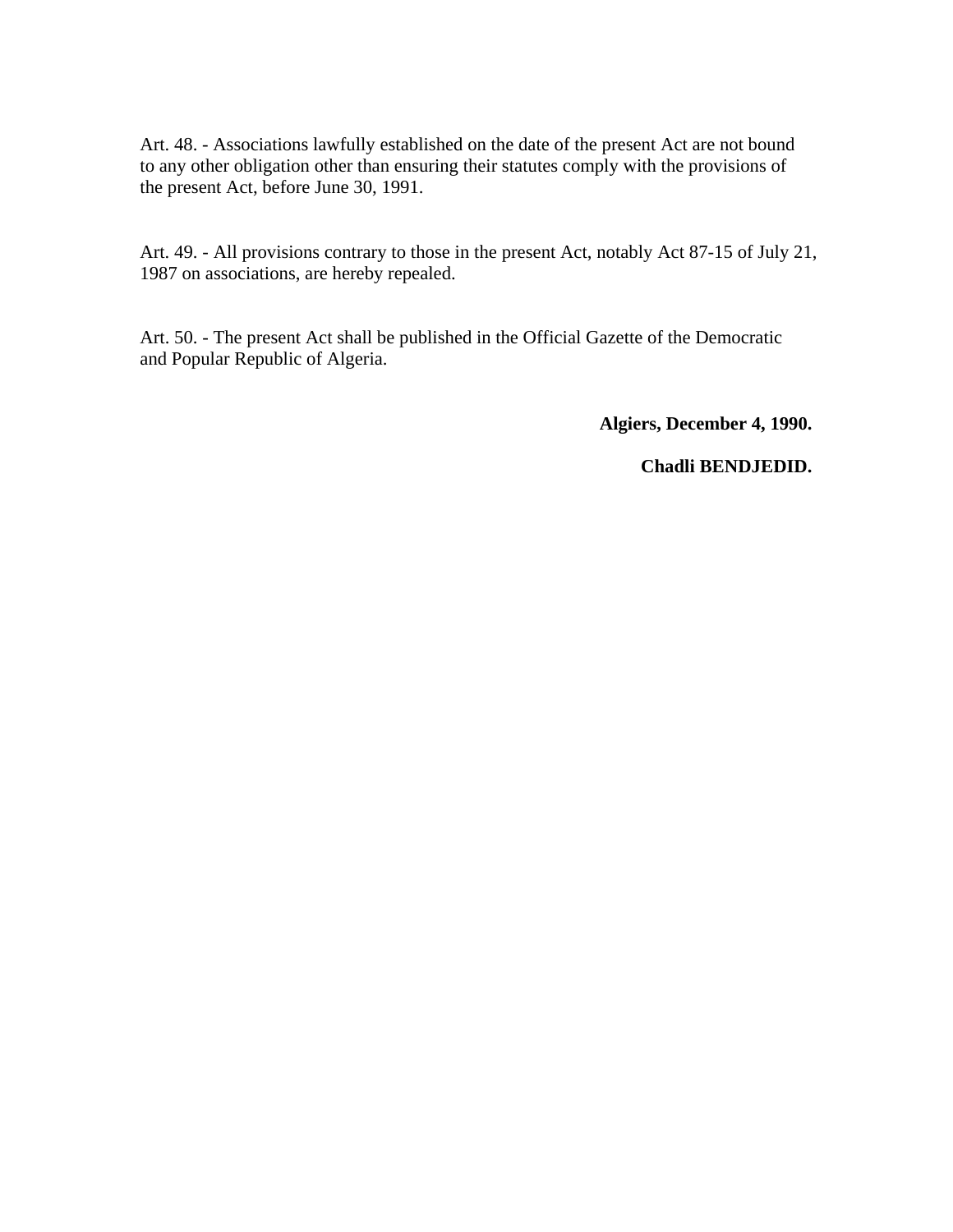Art. 48. - Associations lawfully established on the date of the present Act are not bound to any other obligation other than ensuring their statutes comply with the provisions of the present Act, before June 30, 1991.

Art. 49. - All provisions contrary to those in the present Act, notably Act 87-15 of July 21, 1987 on associations, are hereby repealed.

Art. 50. - The present Act shall be published in the Official Gazette of the Democratic and Popular Republic of Algeria.

**Algiers, December 4, 1990.**

**Chadli BENDJEDID.**